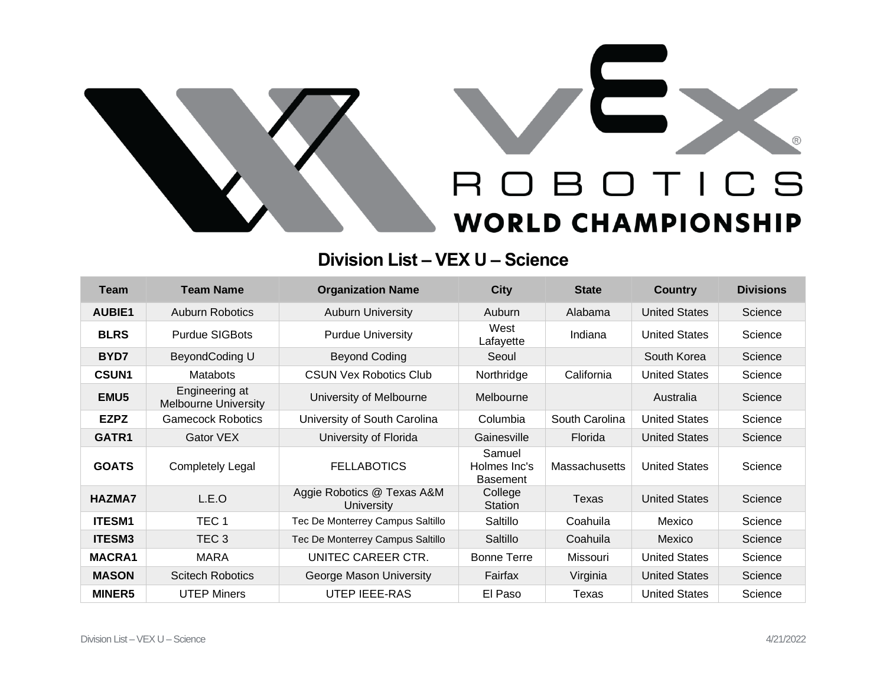# VEX ROBOTICS WORLD CHAMPIONSHIP

## Division List – VEX U – Science

| Team | Team Name | Organization Name | City | State | Country | Divisions |
|---|---|---|---|---|---|---|
| **AUBIE1** | Auburn Robotics | Auburn University | Auburn | Alabama | United States | Science |
| **BLRS** | Purdue SIGBots | Purdue University | West Lafayette | Indiana | United States | Science |
| **BYD7** | BeyondCoding U | Beyond Coding | Seoul | | South Korea | Science |
| **CSUN1** | Matabots | CSUN Vex Robotics Club | Northridge | California | United States | Science |
| **EMU5** | Engineering at Melbourne University | University of Melbourne | Melbourne | | Australia | Science |
| **EZPZ** | Gamecock Robotics | University of South Carolina | Columbia | South Carolina | United States | Science |
| **GATR1** | Gator VEX | University of Florida | Gainesville | Florida | United States | Science |
| **GOATS** | Completely Legal | FELLABOTICS | Samuel Holmes Inc's Basement | Massachusetts | United States | Science |
| **HAZMA7** | L.E.O | Aggie Robotics @ Texas A&M University | College Station | Texas | United States | Science |
| **ITESM1** | TEC 1 | Tec De Monterrey Campus Saltillo | Saltillo | Coahuila | Mexico | Science |
| **ITESM3** | TEC 3 | Tec De Monterrey Campus Saltillo | Saltillo | Coahuila | Mexico | Science |
| **MACRA1** | MARA | UNITEC CAREER CTR. | Bonne Terre | Missouri | United States | Science |
| **MASON** | Scitech Robotics | George Mason University | Fairfax | Virginia | United States | Science |
| **MINER5** | UTEP Miners | UTEP IEEE-RAS | El Paso | Texas | United States | Science |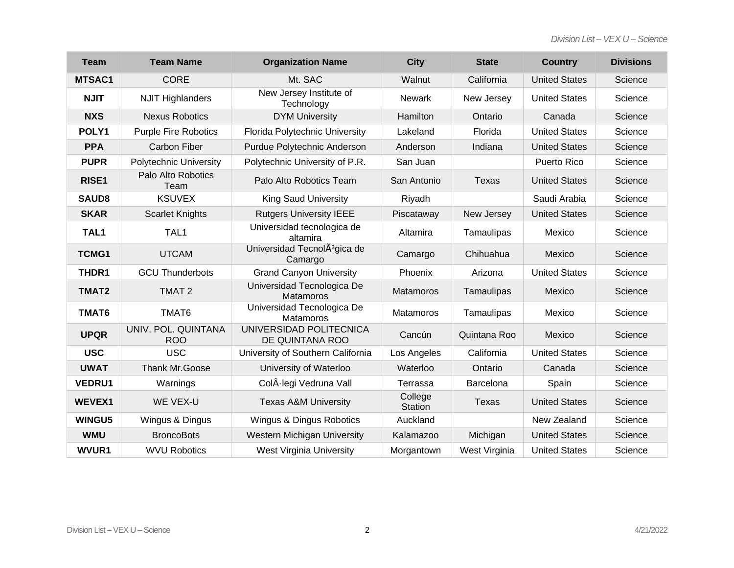| Team | Team Name | Organization Name | City | State | Country | Divisions |
|---|---|---|---|---|---|---|
| **MTSAC1** | CORE | Mt. SAC | Walnut | California | United States | Science |
| **NJIT** | NJIT Highlanders | New Jersey Institute of Technology | Newark | New Jersey | United States | Science |
| **NXS** | Nexus Robotics | DYM University | Hamilton | Ontario | Canada | Science |
| **POLY1** | Purple Fire Robotics | Florida Polytechnic University | Lakeland | Florida | United States | Science |
| **PPA** | Carbon Fiber | Purdue Polytechnic Anderson | Anderson | Indiana | United States | Science |
| **PUPR** | Polytechnic University | Polytechnic University of P.R. | San Juan | | Puerto Rico | Science |
| **RISE1** | Palo Alto Robotics Team | Palo Alto Robotics Team | San Antonio | Texas | United States | Science |
| **SAUD8** | KSUVEX | King Saud University | Riyadh | | Saudi Arabia | Science |
| **SKAR** | Scarlet Knights | Rutgers University IEEE | Piscataway | New Jersey | United States | Science |
| **TAL1** | TAL1 | Universidad tecnologica de altamira | Altamira | Tamaulipas | Mexico | Science |
| **TCMG1** | UTCAM | Universidad TecnolÃ³gica de Camargo | Camargo | Chihuahua | Mexico | Science |
| **THDR1** | GCU Thunderbots | Grand Canyon University | Phoenix | Arizona | United States | Science |
| **TMAT2** | TMAT 2 | Universidad Tecnologica De Matamoros | Matamoros | Tamaulipas | Mexico | Science |
| **TMAT6** | TMAT6 | Universidad Tecnologica De Matamoros | Matamoros | Tamaulipas | Mexico | Science |
| **UPQR** | UNIV. POL. QUINTANA ROO | UNIVERSIDAD POLITECNICA DE QUINTANA ROO | Cancún | Quintana Roo | Mexico | Science |
| **USC** | USC | University of Southern California | Los Angeles | California | United States | Science |
| **UWAT** | Thank Mr.Goose | University of Waterloo | Waterloo | Ontario | Canada | Science |
| **VEDRU1** | Warnings | ColÂ·legi Vedruna Vall | Terrassa | Barcelona | Spain | Science |
| **WEVEX1** | WE VEX-U | Texas A&M University | College Station | Texas | United States | Science |
| **WINGU5** | Wingus & Dingus | Wingus & Dingus Robotics | Auckland | | New Zealand | Science |
| **WMU** | BroncoBots | Western Michigan University | Kalamazoo | Michigan | United States | Science |
| **WVUR1** | WVU Robotics | West Virginia University | Morgantown | West Virginia | United States | Science |